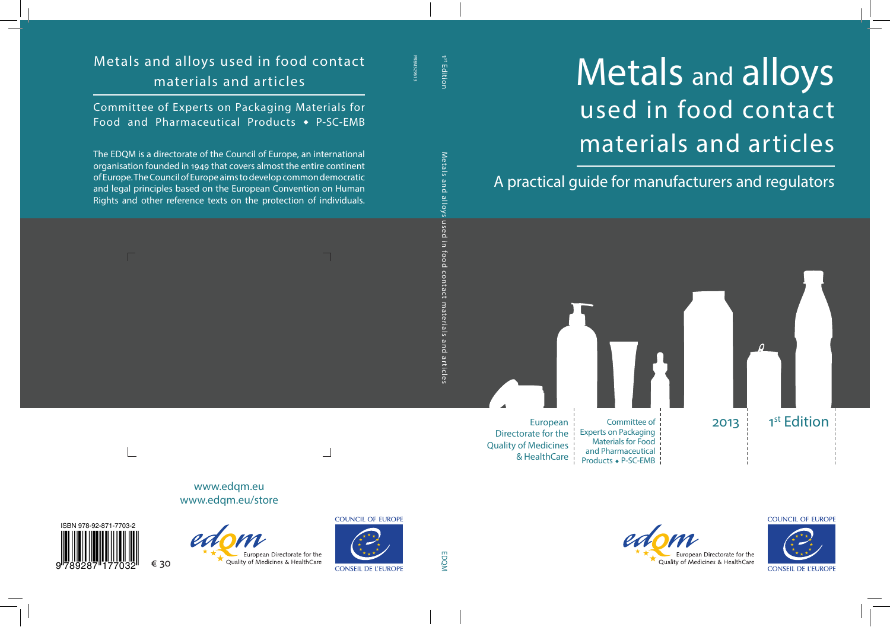# Metals and alloys used in food contact materials and articles

## A practical guide for manufacturers and regulators

European Directorate for the Quality of Medicines & HealthCare

Committee of Experts on Packaging Materials for Food and Pharmaceutical Products ◆ P-SC-EMB

2013

1st Edition

COUNCIL OF EUROPE
CONSEIL DE L'EUROPE

European Directorate for the Quality of Medicines & HealthCare

---

Metals and alloys used in food contact materials and articles

1st Edition

PREMS29613

EDQM

---

## Metals and alloys used in food contact materials and articles

Committee of Experts on Packaging Materials for Food and Pharmaceutical Products ◆ P-SC-EMB

The EDQM is a directorate of the Council of Europe, an international organisation founded in 1949 that covers almost the entire continent of Europe. The Council of Europe aims to develop common democratic and legal principles based on the European Convention on Human Rights and other reference texts on the protection of individuals.

www.edqm.eu
www.edqm.eu/store

ISBN 978-92-871-7703-2

9 789287 177032

€ 30

European Directorate for the Quality of Medicines & HealthCare

COUNCIL OF EUROPE
CONSEIL DE L'EUROPE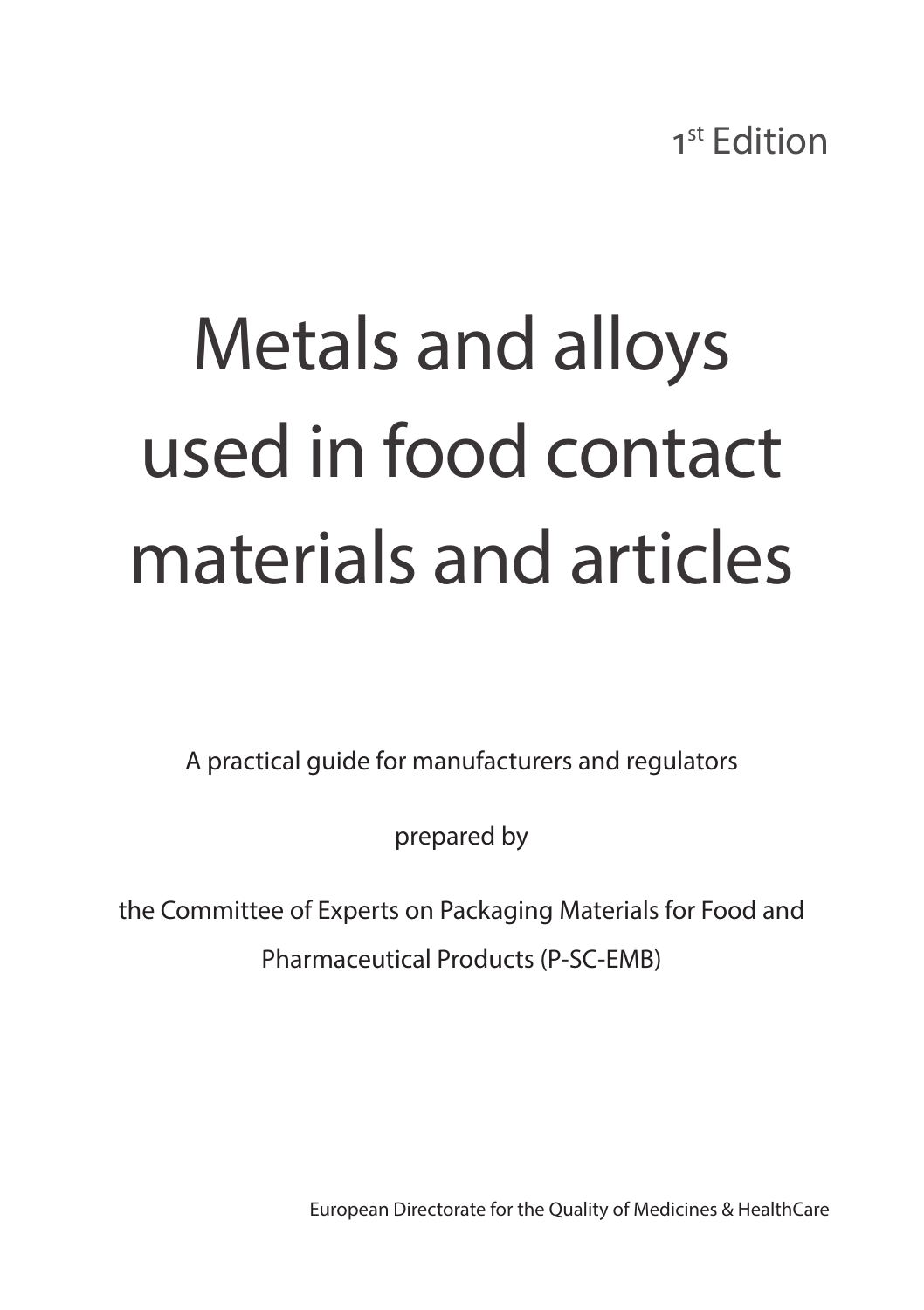1st Edition

# Metals and alloys used in food contact materials and articles

A practical guide for manufacturers and regulators

prepared by

the Committee of Experts on Packaging Materials for Food and Pharmaceutical Products (P-SC-EMB)

European Directorate for the Quality of Medicines & HealthCare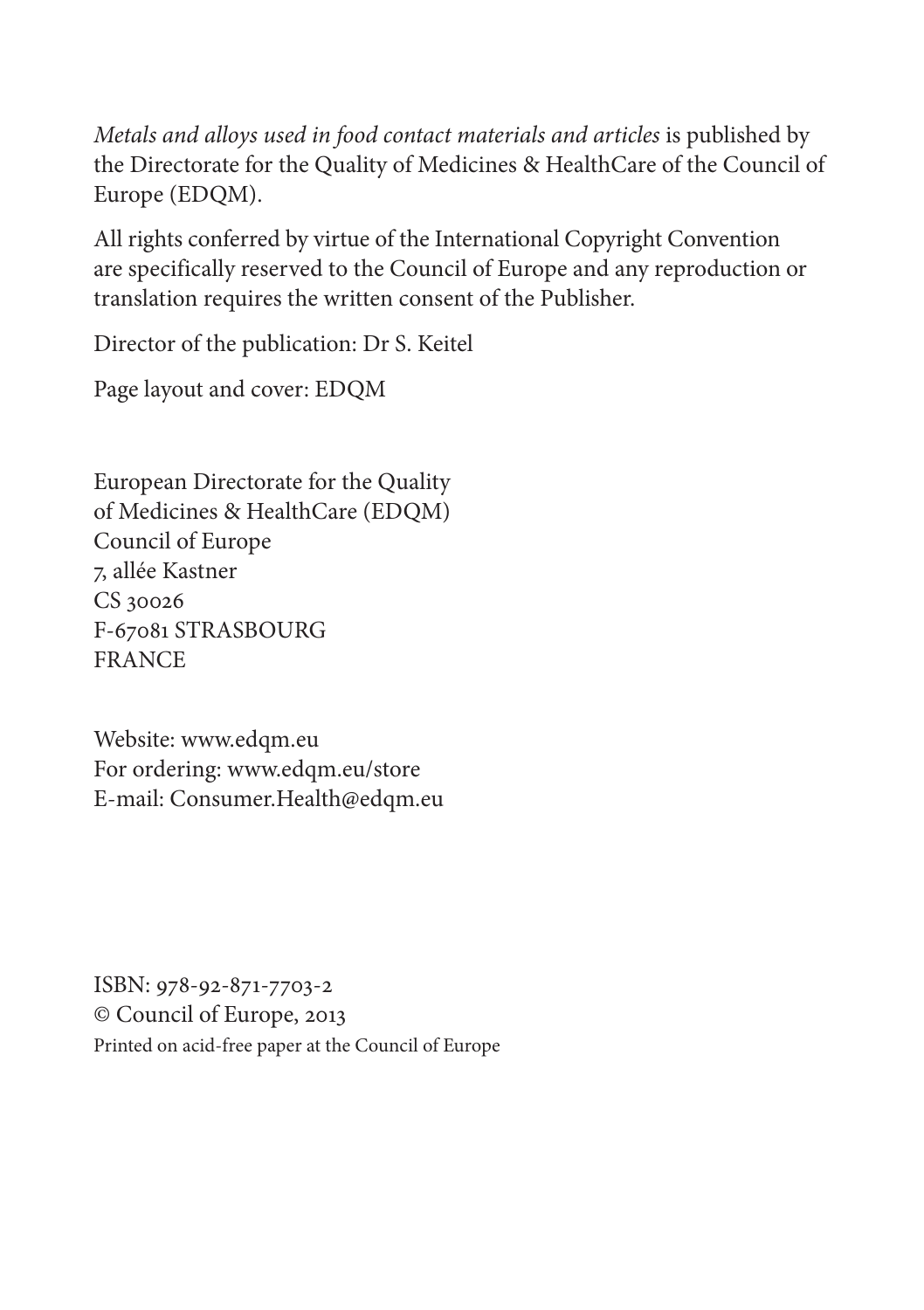*Metals and alloys used in food contact materials and articles* is published by the Directorate for the Quality of Medicines & HealthCare of the Council of Europe (EDQM).

All rights conferred by virtue of the International Copyright Convention are specifically reserved to the Council of Europe and any reproduction or translation requires the written consent of the Publisher.

Director of the publication: Dr S. Keitel

Page layout and cover: EDQM

European Directorate for the Quality
of Medicines & HealthCare (EDQM)
Council of Europe
7, allée Kastner
CS 30026
F-67081 STRASBOURG
FRANCE

Website: www.edqm.eu
For ordering: www.edqm.eu/store
E-mail: Consumer.Health@edqm.eu

ISBN: 978-92-871-7703-2
© Council of Europe, 2013
Printed on acid-free paper at the Council of Europe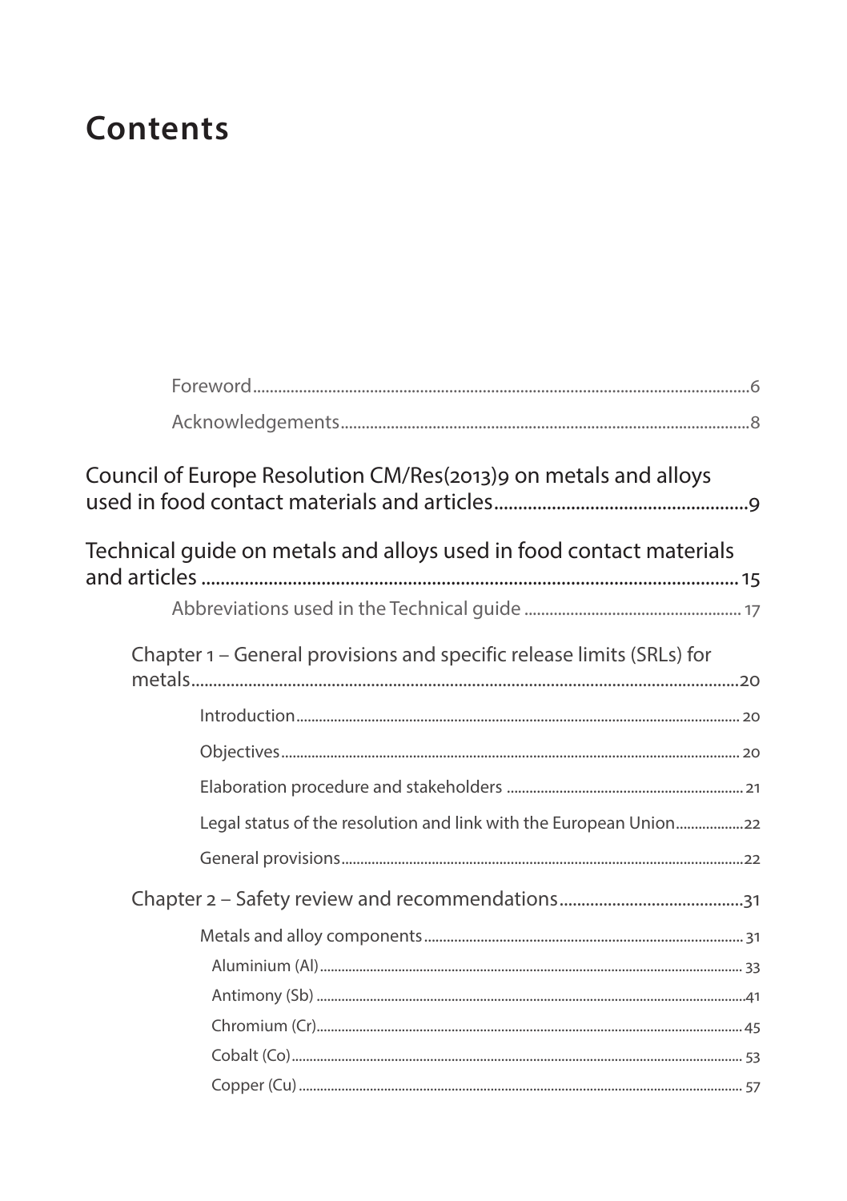# Contents

Foreword 6

Acknowledgements 8

Council of Europe Resolution CM/Res(2013)9 on metals and alloys used in food contact materials and articles 9

Technical guide on metals and alloys used in food contact materials and articles 15

Abbreviations used in the Technical guide 17

Chapter 1 – General provisions and specific release limits (SRLs) for metals 20

Introduction 20

Objectives 20

Elaboration procedure and stakeholders 21

Legal status of the resolution and link with the European Union 22

General provisions 22

Chapter 2 – Safety review and recommendations 31

Metals and alloy components 31

Aluminium (Al) 33

Antimony (Sb) 41

Chromium (Cr) 45

Cobalt (Co) 53

Copper (Cu) 57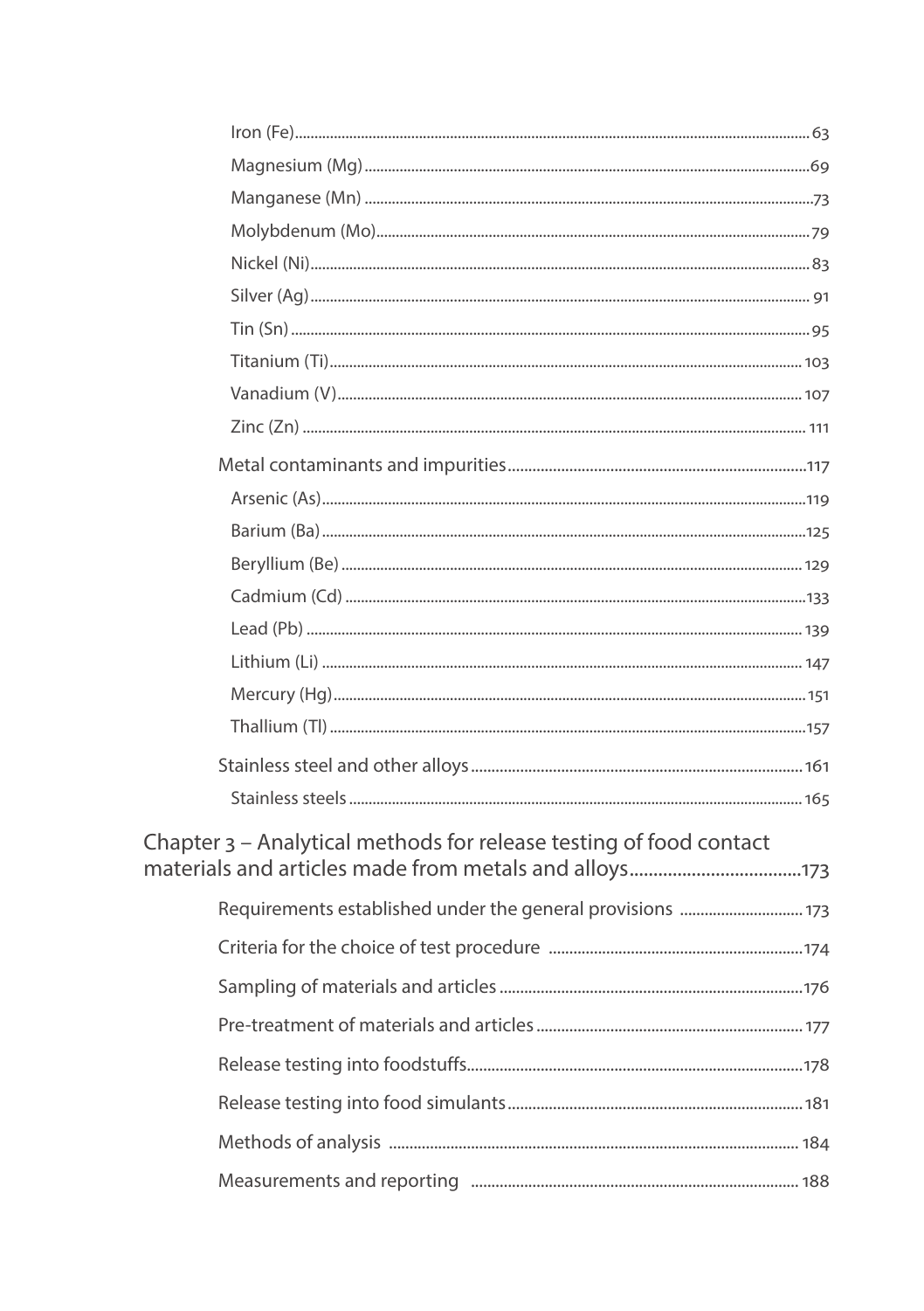- Iron (Fe) .......... 63
- Magnesium (Mg) .......... 69
- Manganese (Mn) .......... 73
- Molybdenum (Mo) .......... 79
- Nickel (Ni) .......... 83
- Silver (Ag) .......... 91
- Tin (Sn) .......... 95
- Titanium (Ti) .......... 103
- Vanadium (V) .......... 107
- Zinc (Zn) .......... 111

Metal contaminants and impurities .......... 117

- Arsenic (As) .......... 119
- Barium (Ba) .......... 125
- Beryllium (Be) .......... 129
- Cadmium (Cd) .......... 133
- Lead (Pb) .......... 139
- Lithium (Li) .......... 147
- Mercury (Hg) .......... 151
- Thallium (Tl) .......... 157

Stainless steel and other alloys .......... 161

- Stainless steels .......... 165

## Chapter 3 – Analytical methods for release testing of food contact materials and articles made from metals and alloys .......... 173

Requirements established under the general provisions .......... 173

Criteria for the choice of test procedure .......... 174

Sampling of materials and articles .......... 176

Pre-treatment of materials and articles .......... 177

Release testing into foodstuffs .......... 178

Release testing into food simulants .......... 181

Methods of analysis .......... 184

Measurements and reporting .......... 188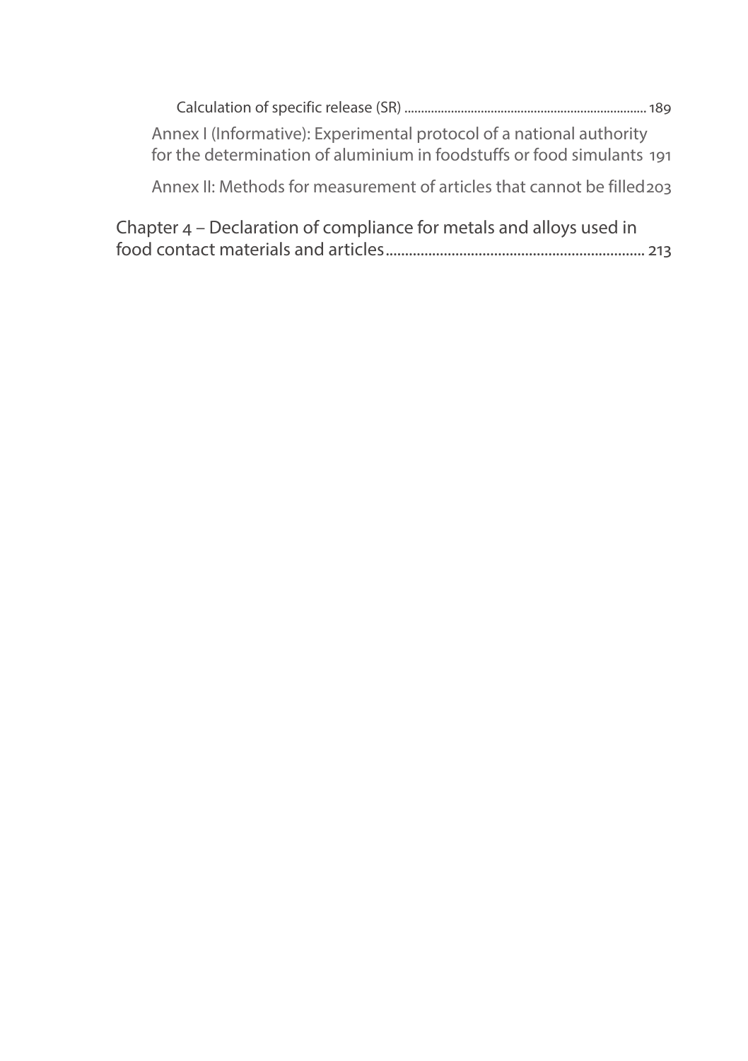Calculation of specific release (SR) ........................................................................ 189

Annex I (Informative): Experimental protocol of a national authority for the determination of aluminium in foodstuffs or food simulants 191

Annex II: Methods for measurement of articles that cannot be filled 203

Chapter 4 – Declaration of compliance for metals and alloys used in food contact materials and articles.................................................................. 213